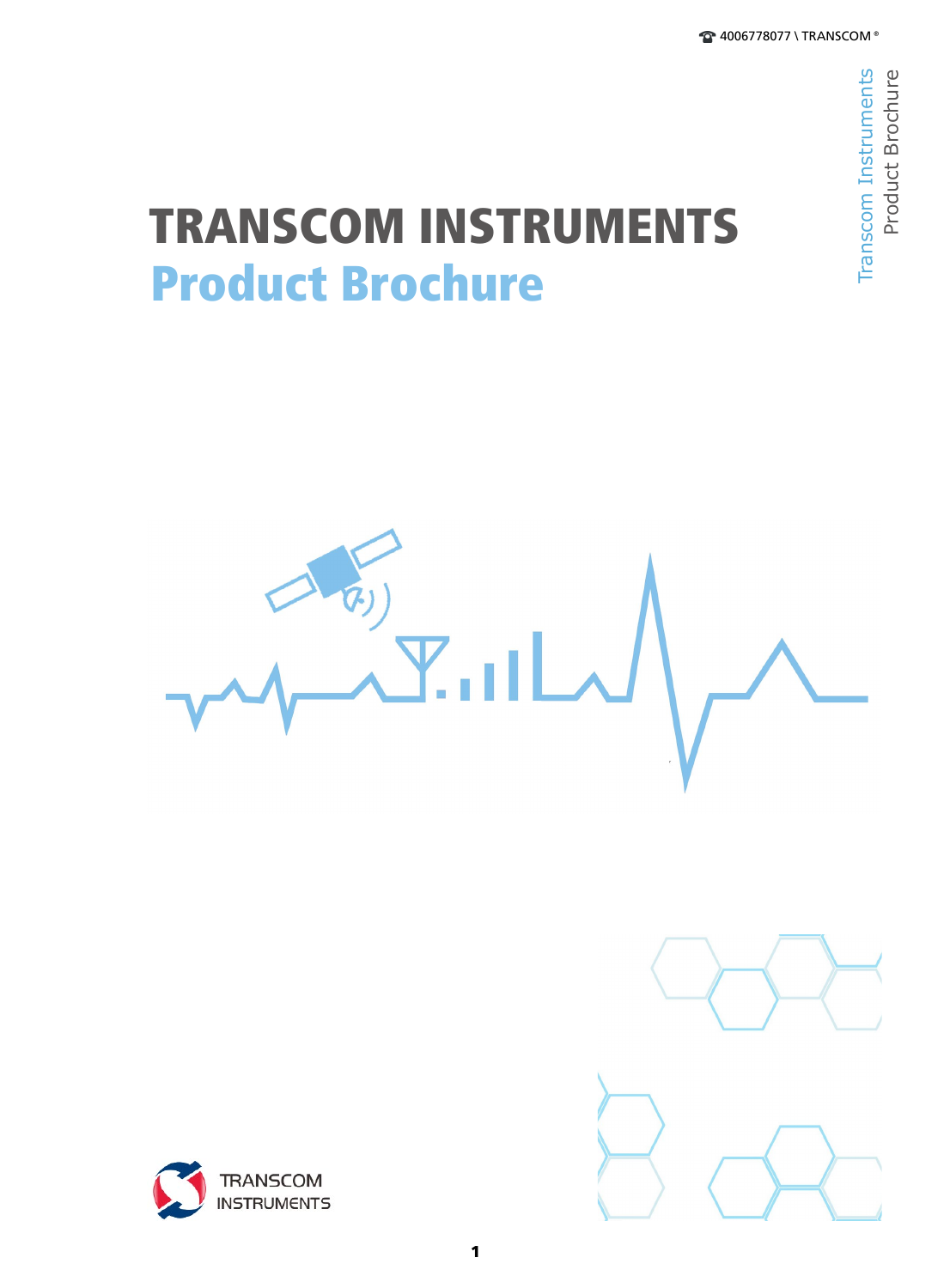# TRANSCOM INSTRUMENTS

## Product Brochure

TRANSCOM INSTRUMENTS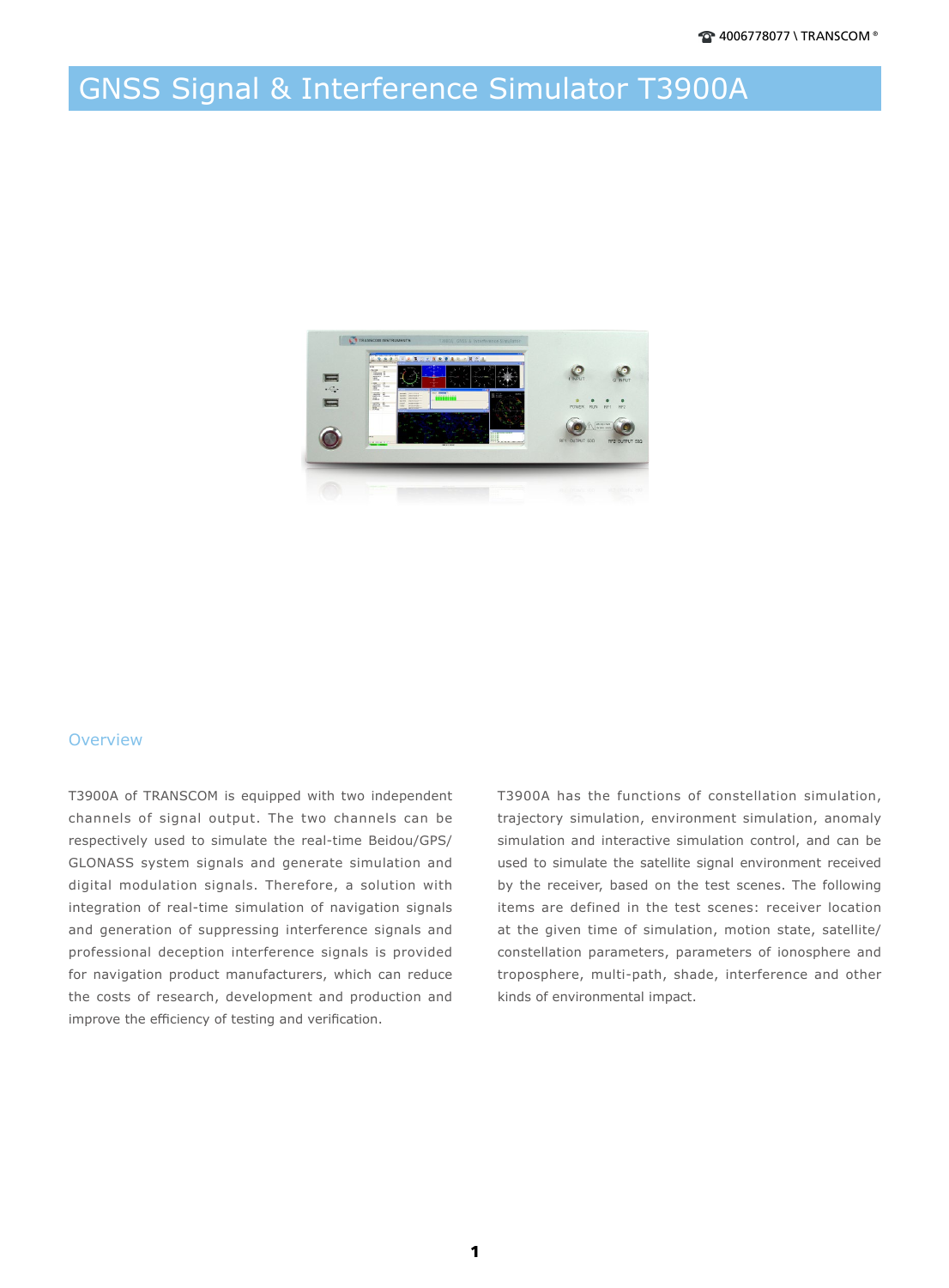# GNSS Signal & Interference Simulator T3900A

## Overview

T3900A of TRANSCOM is equipped with two independent channels of signal output. The two channels can be respectively used to simulate the real-time Beidou/GPS/GLONASS system signals and generate simulation and digital modulation signals. Therefore, a solution with integration of real-time simulation of navigation signals and generation of suppressing interference signals and professional deception interference signals is provided for navigation product manufacturers, which can reduce the costs of research, development and production and improve the efficiency of testing and verification.

T3900A has the functions of constellation simulation, trajectory simulation, environment simulation, anomaly simulation and interactive simulation control, and can be used to simulate the satellite signal environment received by the receiver, based on the test scenes. The following items are defined in the test scenes: receiver location at the given time of simulation, motion state, satellite/constellation parameters, parameters of ionosphere and troposphere, multi-path, shade, interference and other kinds of environmental impact.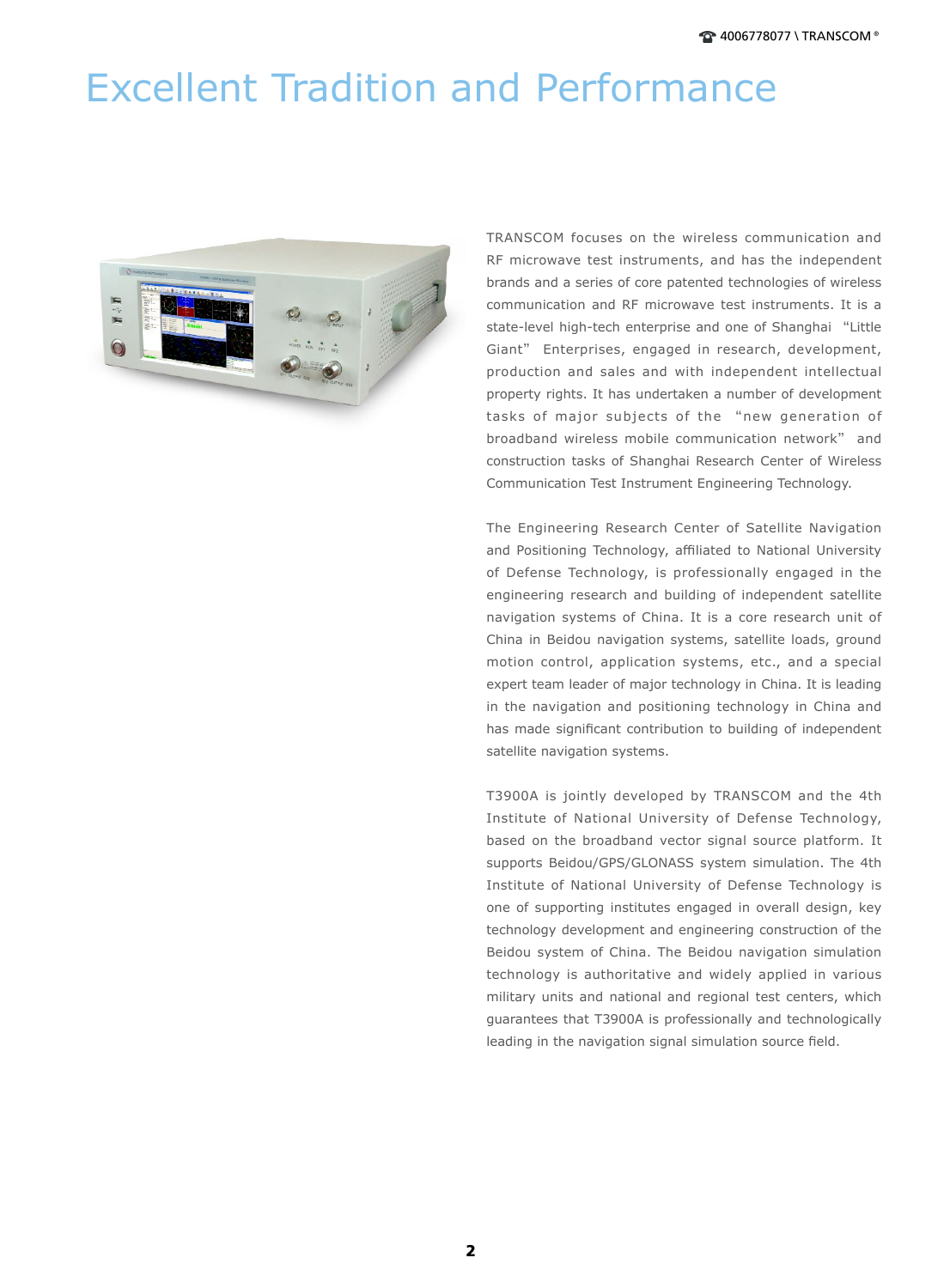# Excellent Tradition and Performance

TRANSCOM focuses on the wireless communication and RF microwave test instruments, and has the independent brands and a series of core patented technologies of wireless communication and RF microwave test instruments. It is a state-level high-tech enterprise and one of Shanghai "Little Giant" Enterprises, engaged in research, development, production and sales and with independent intellectual property rights. It has undertaken a number of development tasks of major subjects of the "new generation of broadband wireless mobile communication network" and construction tasks of Shanghai Research Center of Wireless Communication Test Instrument Engineering Technology.

The Engineering Research Center of Satellite Navigation and Positioning Technology, affiliated to National University of Defense Technology, is professionally engaged in the engineering research and building of independent satellite navigation systems of China. It is a core research unit of China in Beidou navigation systems, satellite loads, ground motion control, application systems, etc., and a special expert team leader of major technology in China. It is leading in the navigation and positioning technology in China and has made significant contribution to building of independent satellite navigation systems.

T3900A is jointly developed by TRANSCOM and the 4th Institute of National University of Defense Technology, based on the broadband vector signal source platform. It supports Beidou/GPS/GLONASS system simulation. The 4th Institute of National University of Defense Technology is one of supporting institutes engaged in overall design, key technology development and engineering construction of the Beidou system of China. The Beidou navigation simulation technology is authoritative and widely applied in various military units and national and regional test centers, which guarantees that T3900A is professionally and technologically leading in the navigation signal simulation source field.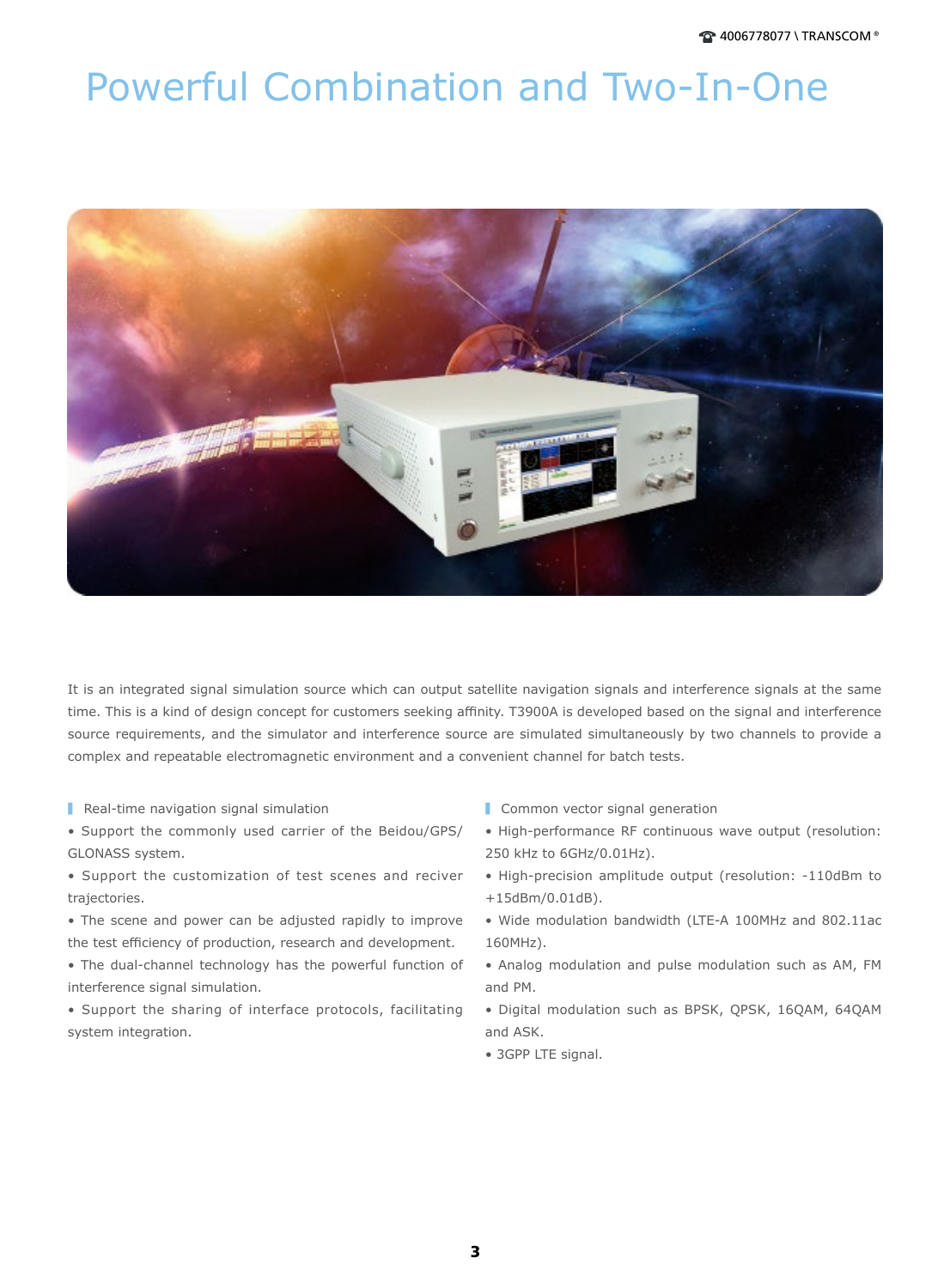# Powerful Combination and Two-In-One

It is an integrated signal simulation source which can output satellite navigation signals and interference signals at the same time. This is a kind of design concept for customers seeking affinity. T3900A is developed based on the signal and interference source requirements, and the simulator and interference source are simulated simultaneously by two channels to provide a complex and repeatable electromagnetic environment and a convenient channel for batch tests.

### Real-time navigation signal simulation

- Support the commonly used carrier of the Beidou/GPS/GLONASS system.
- Support the customization of test scenes and reciver trajectories.
- The scene and power can be adjusted rapidly to improve the test efficiency of production, research and development.
- The dual-channel technology has the powerful function of interference signal simulation.
- Support the sharing of interface protocols, facilitating system integration.

### Common vector signal generation

- High-performance RF continuous wave output (resolution: 250 kHz to 6GHz/0.01Hz).
- High-precision amplitude output (resolution: -110dBm to +15dBm/0.01dB).
- Wide modulation bandwidth (LTE-A 100MHz and 802.11ac 160MHz).
- Analog modulation and pulse modulation such as AM, FM and PM.
- Digital modulation such as BPSK, QPSK, 16QAM, 64QAM and ASK.
- 3GPP LTE signal.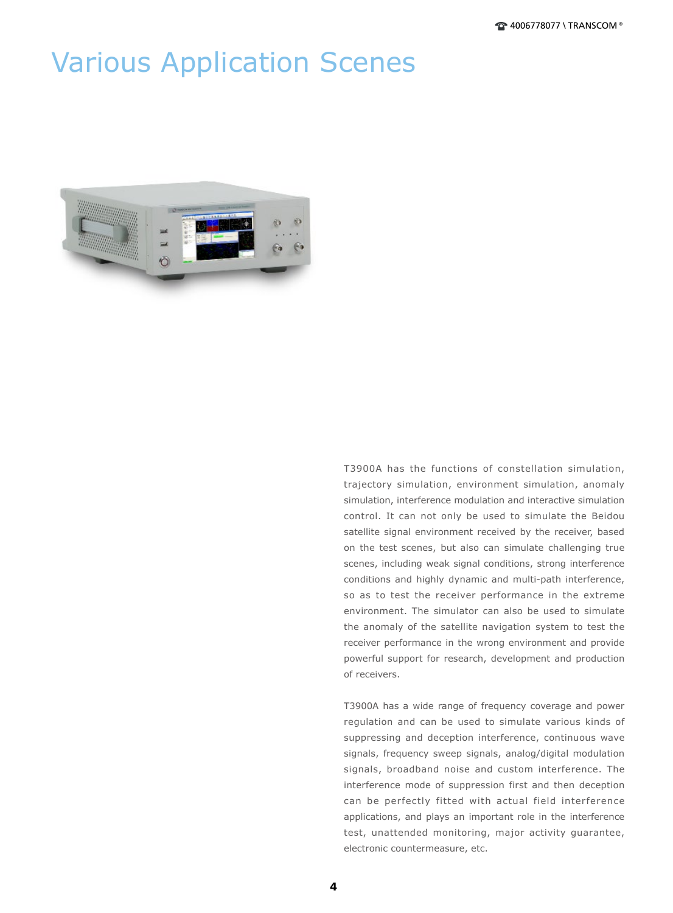# Various Application Scenes

T3900A has the functions of constellation simulation, trajectory simulation, environment simulation, anomaly simulation, interference modulation and interactive simulation control. It can not only be used to simulate the Beidou satellite signal environment received by the receiver, based on the test scenes, but also can simulate challenging true scenes, including weak signal conditions, strong interference conditions and highly dynamic and multi-path interference, so as to test the receiver performance in the extreme environment. The simulator can also be used to simulate the anomaly of the satellite navigation system to test the receiver performance in the wrong environment and provide powerful support for research, development and production of receivers.

T3900A has a wide range of frequency coverage and power regulation and can be used to simulate various kinds of suppressing and deception interference, continuous wave signals, frequency sweep signals, analog/digital modulation signals, broadband noise and custom interference. The interference mode of suppression first and then deception can be perfectly fitted with actual field interference applications, and plays an important role in the interference test, unattended monitoring, major activity guarantee, electronic countermeasure, etc.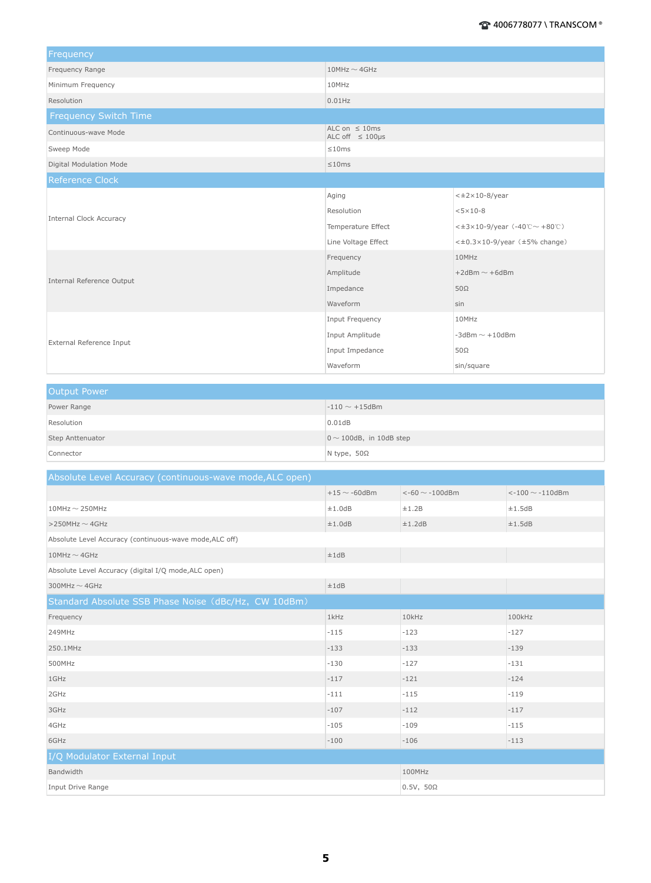## Frequency

| | |
|---|---|
| Frequency Range | 10MHz～4GHz |
| Minimum Frequency | 10MHz |
| Resolution | 0.01Hz |

## Frequency Switch Time

| | |
|---|---|
| Continuous-wave Mode | ALC on ≤ 10ms<br>ALC off ≤ 100μs |
| Sweep Mode | ≤10ms |
| Digital Modulation Mode | ≤10ms |

## Reference Clock

| | | |
|---|---|---|
| Internal Clock Accuracy | Aging | <±2×10-8/year |
| | Resolution | <5×10-8 |
| | Temperature Effect | <±3×10-9/year（-40℃～+80℃） |
| | Line Voltage Effect | <±0.3×10-9/year（±5% change） |
| Internal Reference Output | Frequency | 10MHz |
| | Amplitude | +2dBm～+6dBm |
| | Impedance | 50Ω |
| | Waveform | sin |
| External Reference Input | Input Frequency | 10MHz |
| | Input Amplitude | -3dBm～+10dBm |
| | Input Impedance | 50Ω |
| | Waveform | sin/square |

## Output Power

| | |
|---|---|
| Power Range | -110 ～ +15dBm |
| Resolution | 0.01dB |
| Step Anttenuator | 0～100dB，in 10dB step |
| Connector | N type，50Ω |

## Absolute Level Accuracy (continuous-wave mode,ALC open)

| | +15～-60dBm | <-60～-100dBm | <-100～-110dBm |
|---|---|---|---|
| 10MHz～250MHz | ±1.0dB | ±1.2B | ±1.5dB |
| >250MHz～4GHz | ±1.0dB | ±1.2dB | ±1.5dB |
| Absolute Level Accuracy (continuous-wave mode,ALC off) | | | |
| 10MHz～4GHz | ±1dB | | |
| Absolute Level Accuracy (digital I/Q mode,ALC open) | | | |
| 300MHz～4GHz | ±1dB | | |

## Standard Absolute SSB Phase Noise（dBc/Hz，CW 10dBm）

| Frequency | 1kHz | 10kHz | 100kHz |
|---|---|---|---|
| 249MHz | -115 | -123 | -127 |
| 250.1MHz | -133 | -133 | -139 |
| 500MHz | -130 | -127 | -131 |
| 1GHz | -117 | -121 | -124 |
| 2GHz | -111 | -115 | -119 |
| 3GHz | -107 | -112 | -117 |
| 4GHz | -105 | -109 | -115 |
| 6GHz | -100 | -106 | -113 |

## I/Q Modulator External Input

| | |
|---|---|
| Bandwidth | 100MHz |
| Input Drive Range | 0.5V，50Ω |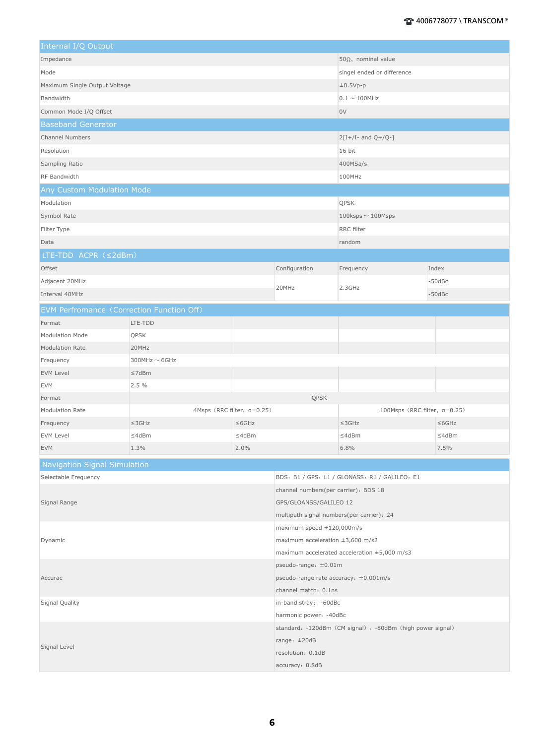## Internal I/Q Output

| Parameter | Value |
|---|---|
| Impedance | 50Ω，nominal value |
| Mode | singel ended or difference |
| Maximum Single Output Voltage | ±0.5Vp-p |
| Bandwidth | 0.1～100MHz |
| Common Mode I/Q Offset | 0V |

## Baseband Generator

| Parameter | Value |
|---|---|
| Channel Numbers | 2[I+/I- and Q+/Q-] |
| Resolution | 16 bit |
| Sampling Ratio | 400MSa/s |
| RF Bandwidth | 100MHz |

## Any Custom Modulation Mode

| Parameter | Value |
|---|---|
| Modulation | QPSK |
| Symbol Rate | 100ksps～100Msps |
| Filter Type | RRC filter |
| Data | random |

## LTE-TDD ACPR（≤2dBm）

| Offset | Configuration | Frequency | Index |
|---|---|---|---|
| Adjacent 20MHz | 20MHz | 2.3GHz | -50dBc |
| Interval 40MHz | | | -50dBc |

## EVM Perfromance（Correction Function Off）

| Parameter | | | | |
|---|---|---|---|---|
| Format | LTE-TDD | | | |
| Modulation Mode | QPSK | | | |
| Modulation Rate | 20MHz | | | |
| Frequency | 300MHz～6GHz | | | |
| EVM Level | ≤7dBm | | | |
| EVM | 2.5 % | | | |
| Format | QPSK | | | |
| Modulation Rate | 4Msps（RRC filter，α=0.25） | | 100Msps（RRC filter，α=0.25） | |
| Frequency | ≤3GHz | ≤6GHz | ≤3GHz | ≤6GHz |
| EVM Level | ≤4dBm | ≤4dBm | ≤4dBm | ≤4dBm |
| EVM | 1.3% | 2.0% | 6.8% | 7.5% |

## Navigation Signal Simulation

| Parameter | Value |
|---|---|
| Selectable Frequency | BDS：B1 / GPS：L1 / GLONASS：R1 / GALILEO：E1 |
| Signal Range | channel numbers(per carrier)：BDS 18<br>GPS/GLOANSS/GALILEO 12<br>multipath signal numbers(per carrier)：24 |
| Dynamic | maximum speed ±120,000m/s<br>maximum acceleration ±3,600 m/s2<br>maximum accelerated acceleration ±5,000 m/s3 |
| Accurac | pseudo-range：±0.01m<br>pseudo-range rate accuracy：±0.001m/s<br>channel match：0.1ns |
| Signal Quality | in-band stray： -60dBc<br>harmonic power: -40dBc |
| Signal Level | standard：-120dBm（CM signal）、-80dBm（high power signal）<br>range：±20dB<br>resolution：0.1dB<br>accuracy：0.8dB |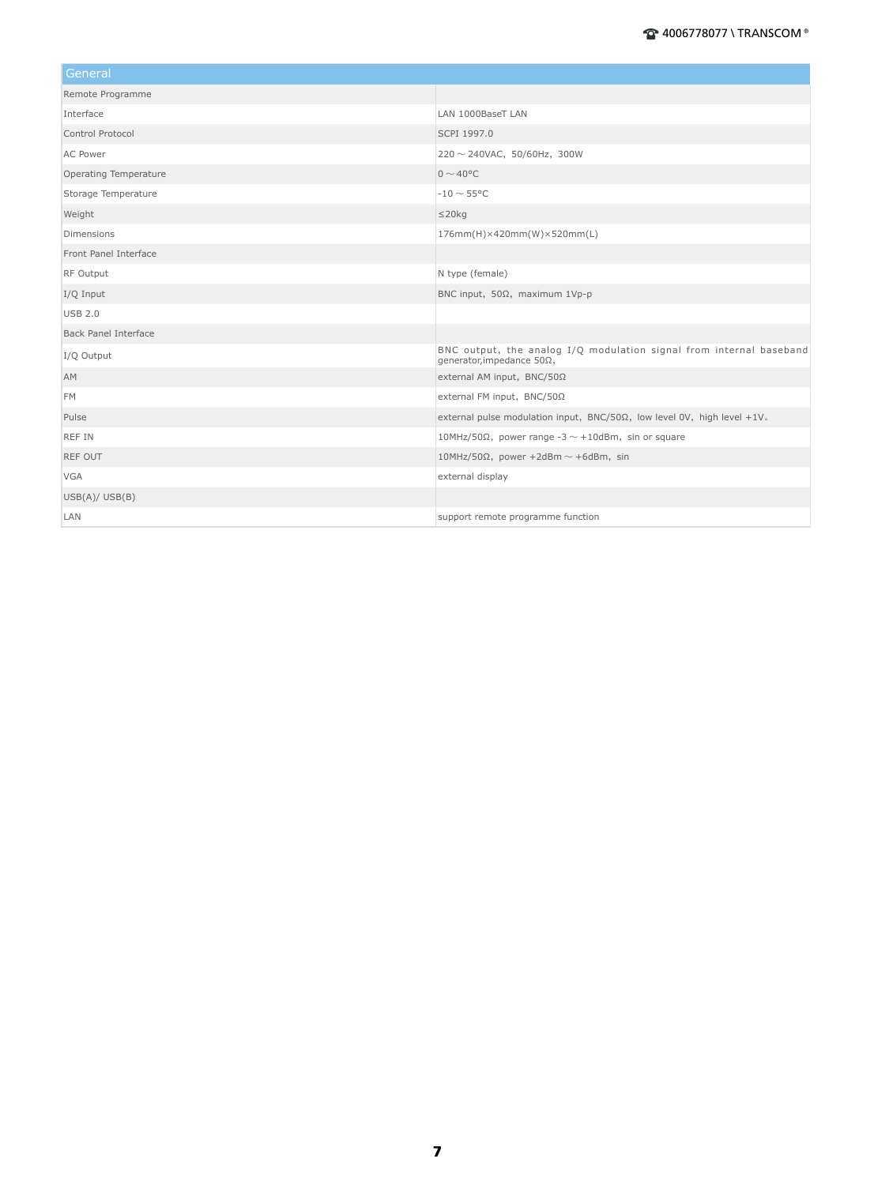| General | |
|---|---|
| Remote Programme | |
| Interface | LAN 1000BaseT LAN |
| Control Protocol | SCPI 1997.0 |
| AC Power | 220～240VAC，50/60Hz，300W |
| Operating Temperature | 0～40°C |
| Storage Temperature | -10～55°C |
| Weight | ≤20kg |
| Dimensions | 176mm(H)×420mm(W)×520mm(L) |
| Front Panel Interface | |
| RF Output | N type (female) |
| I/Q Input | BNC input，50Ω，maximum 1Vp-p |
| USB 2.0 | |
| Back Panel Interface | |
| I/Q Output | BNC output, the analog I/Q modulation signal from internal baseband generator,impedance 50Ω， |
| AM | external AM input，BNC/50Ω |
| FM | external FM input，BNC/50Ω |
| Pulse | external pulse modulation input，BNC/50Ω，low level 0V，high level +1V。 |
| REF IN | 10MHz/50Ω，power range -3～+10dBm，sin or square |
| REF OUT | 10MHz/50Ω，power +2dBm～+6dBm，sin |
| VGA | external display |
| USB(A)/ USB(B) | |
| LAN | support remote programme function |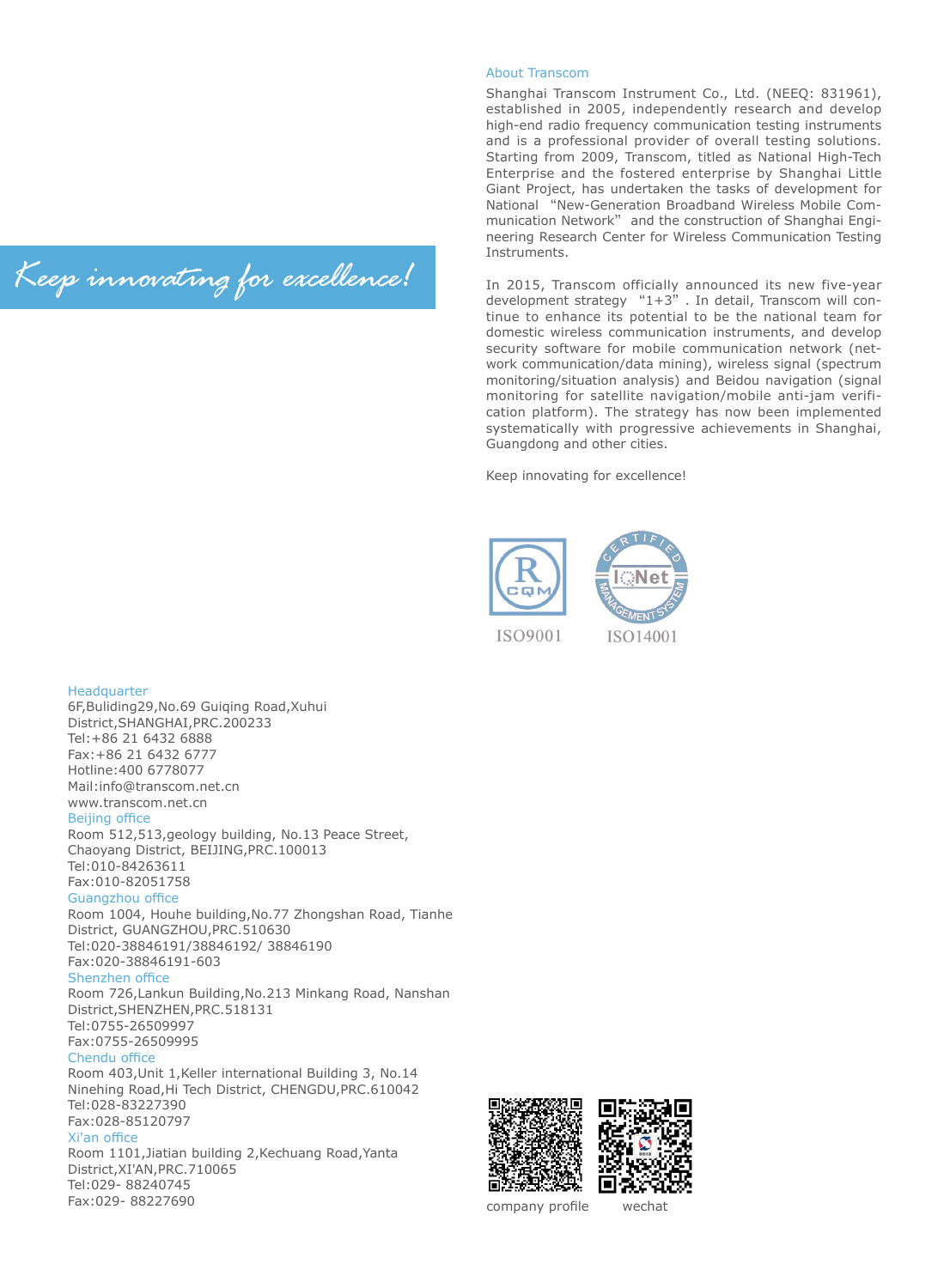*Keep innovating for excellence!*

## About Transcom

Shanghai Transcom Instrument Co., Ltd. (NEEQ: 831961), established in 2005, independently research and develop high-end radio frequency communication testing instruments and is a professional provider of overall testing solutions. Starting from 2009, Transcom, titled as National High-Tech Enterprise and the fostered enterprise by Shanghai Little Giant Project, has undertaken the tasks of development for National "New-Generation Broadband Wireless Mobile Communication Network" and the construction of Shanghai Engineering Research Center for Wireless Communication Testing Instruments.

In 2015, Transcom officially announced its new five-year development strategy "1+3". In detail, Transcom will continue to enhance its potential to be the national team for domestic wireless communication instruments, and develop security software for mobile communication network (network communication/data mining), wireless signal (spectrum monitoring/situation analysis) and Beidou navigation (signal monitoring for satellite navigation/mobile anti-jam verification platform). The strategy has now been implemented systematically with progressive achievements in Shanghai, Guangdong and other cities.

Keep innovating for excellence!

ISO9001 ISO14001

**Headquarter**
6F,Buliding29,No.69 Guiqing Road,Xuhui District,SHANGHAI,PRC.200233
Tel:+86 21 6432 6888
Fax:+86 21 6432 6777
Hotline:400 6778077
Mail:info@transcom.net.cn
www.transcom.net.cn

**Beijing office**
Room 512,513,geology building, No.13 Peace Street, Chaoyang District, BEIJING,PRC.100013
Tel:010-84263611
Fax:010-82051758

**Guangzhou office**
Room 1004, Houhe building,No.77 Zhongshan Road, Tianhe District, GUANGZHOU,PRC.510630
Tel:020-38846191/38846192/ 38846190
Fax:020-38846191-603

**Shenzhen office**
Room 726,Lankun Building,No.213 Minkang Road, Nanshan District,SHENZHEN,PRC.518131
Tel:0755-26509997
Fax:0755-26509995

**Chendu office**
Room 403,Unit 1,Keller international Building 3, No.14 Ninehing Road,Hi Tech District, CHENGDU,PRC.610042
Tel:028-83227390
Fax:028-85120797

**Xi'an office**
Room 1101,Jiatian building 2,Kechuang Road,Yanta District,XI'AN,PRC.710065
Tel:029- 88240745
Fax:029- 88227690

company profile wechat